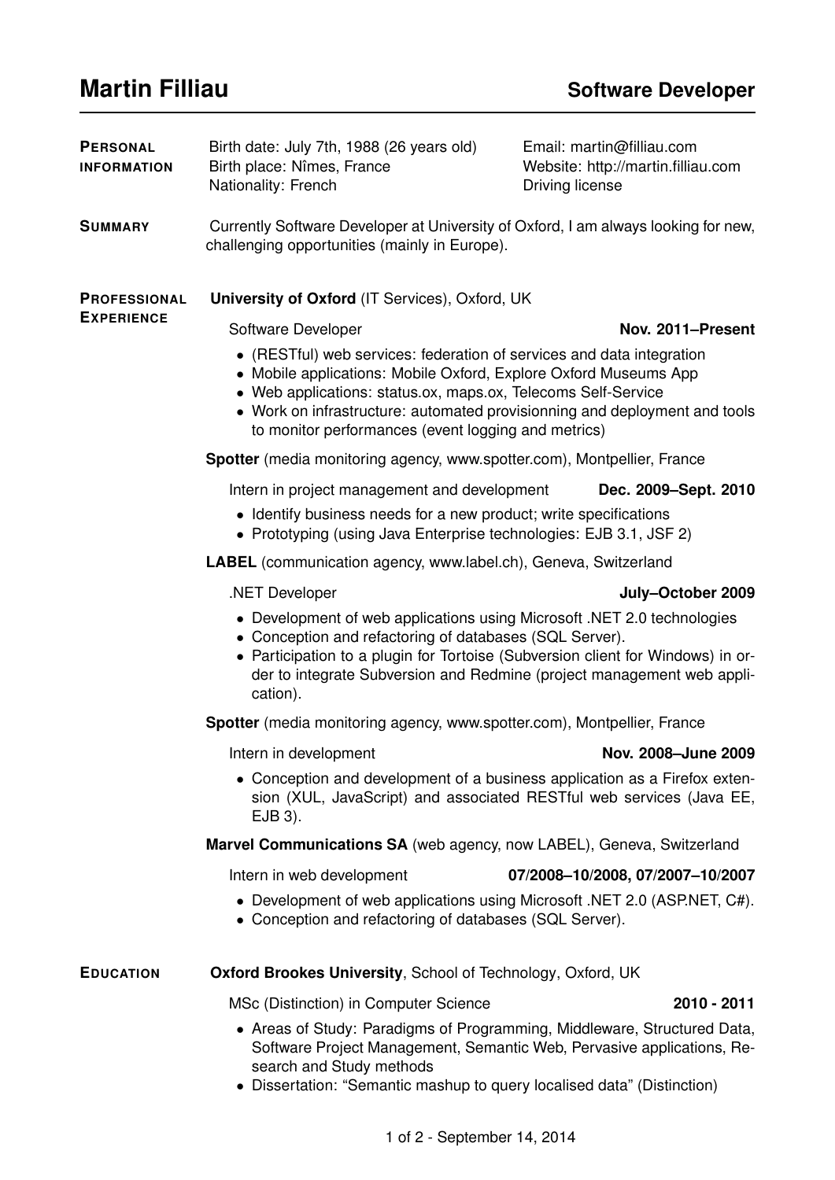# Martin Filliau

**Software Developer**

## Personal Information

Birth date: July 7th, 1988 (26 years old)
Birth place: Nîmes, France
Nationality: French

Email: martin@filliau.com
Website: http://martin.filliau.com
Driving license

## Summary

Currently Software Developer at University of Oxford, I am always looking for new, challenging opportunities (mainly in Europe).

## Professional Experience

**University of Oxford** (IT Services), Oxford, UK

Software Developer — **Nov. 2011–Present**

- (RESTful) web services: federation of services and data integration
- Mobile applications: Mobile Oxford, Explore Oxford Museums App
- Web applications: status.ox, maps.ox, Telecoms Self-Service
- Work on infrastructure: automated provisionning and deployment and tools to monitor performances (event logging and metrics)

**Spotter** (media monitoring agency, www.spotter.com), Montpellier, France

Intern in project management and development — **Dec. 2009–Sept. 2010**

- Identify business needs for a new product; write specifications
- Prototyping (using Java Enterprise technologies: EJB 3.1, JSF 2)

**LABEL** (communication agency, www.label.ch), Geneva, Switzerland

.NET Developer — **July–October 2009**

- Development of web applications using Microsoft .NET 2.0 technologies
- Conception and refactoring of databases (SQL Server).
- Participation to a plugin for Tortoise (Subversion client for Windows) in order to integrate Subversion and Redmine (project management web application).

**Spotter** (media monitoring agency, www.spotter.com), Montpellier, France

Intern in development — **Nov. 2008–June 2009**

- Conception and development of a business application as a Firefox extension (XUL, JavaScript) and associated RESTful web services (Java EE, EJB 3).

**Marvel Communications SA** (web agency, now LABEL), Geneva, Switzerland

Intern in web development — **07/2008–10/2008, 07/2007–10/2007**

- Development of web applications using Microsoft .NET 2.0 (ASP.NET, C#).
- Conception and refactoring of databases (SQL Server).

## Education

**Oxford Brookes University**, School of Technology, Oxford, UK

MSc (Distinction) in Computer Science — **2010 - 2011**

- Areas of Study: Paradigms of Programming, Middleware, Structured Data, Software Project Management, Semantic Web, Pervasive applications, Research and Study methods
- Dissertation: "Semantic mashup to query localised data" (Distinction)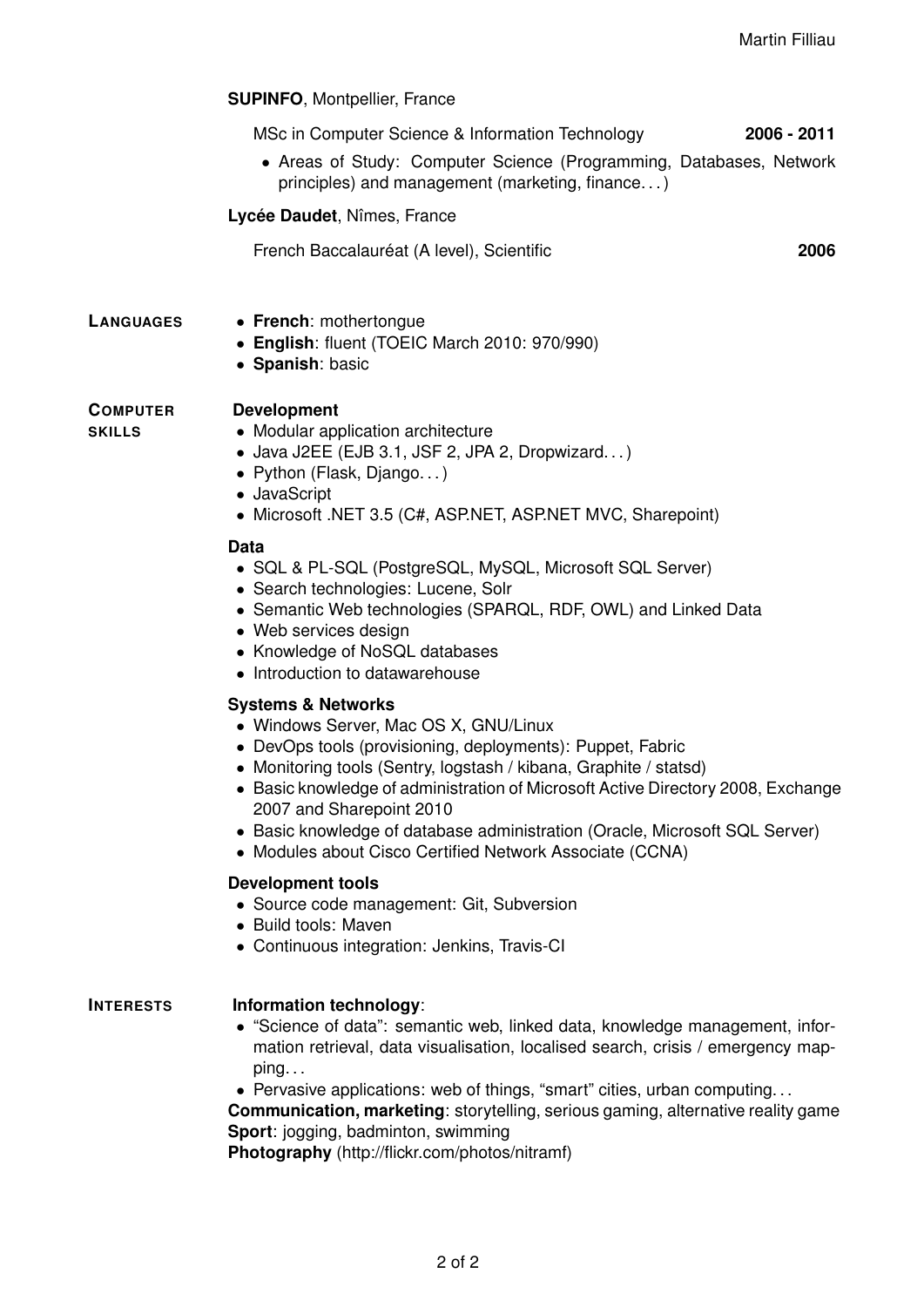**SUPINFO**, Montpellier, France

MSc in Computer Science & Information Technology **2006 - 2011**

- Areas of Study: Computer Science (Programming, Databases, Network principles) and management (marketing, finance...)

**Lycée Daudet**, Nîmes, France

French Baccalauréat (A level), Scientific **2006**

## Languages

- **French**: mothertongue
- **English**: fluent (TOEIC March 2010: 970/990)
- **Spanish**: basic

## Computer skills

**Development**

- Modular application architecture
- Java J2EE (EJB 3.1, JSF 2, JPA 2, Dropwizard...)
- Python (Flask, Django...)
- JavaScript
- Microsoft .NET 3.5 (C#, ASP.NET, ASP.NET MVC, Sharepoint)

**Data**

- SQL & PL-SQL (PostgreSQL, MySQL, Microsoft SQL Server)
- Search technologies: Lucene, Solr
- Semantic Web technologies (SPARQL, RDF, OWL) and Linked Data
- Web services design
- Knowledge of NoSQL databases
- Introduction to datawarehouse

**Systems & Networks**

- Windows Server, Mac OS X, GNU/Linux
- DevOps tools (provisioning, deployments): Puppet, Fabric
- Monitoring tools (Sentry, logstash / kibana, Graphite / statsd)
- Basic knowledge of administration of Microsoft Active Directory 2008, Exchange 2007 and Sharepoint 2010
- Basic knowledge of database administration (Oracle, Microsoft SQL Server)
- Modules about Cisco Certified Network Associate (CCNA)

**Development tools**

- Source code management: Git, Subversion
- Build tools: Maven
- Continuous integration: Jenkins, Travis-CI

## Interests

**Information technology**:

- "Science of data": semantic web, linked data, knowledge management, information retrieval, data visualisation, localised search, crisis / emergency mapping...
- Pervasive applications: web of things, "smart" cities, urban computing...

**Communication, marketing**: storytelling, serious gaming, alternative reality game

**Sport**: jogging, badminton, swimming

**Photography** (http://flickr.com/photos/nitramf)